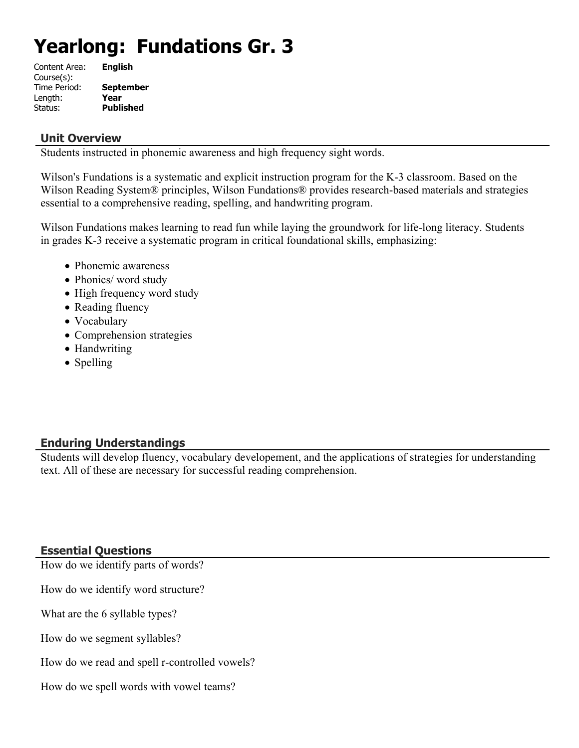# Yearlong: Fundations Gr. 3

Content Area: **English**
Course(s):
Time Period: **September**
Length: **Year**
Status: **Published**

## Unit Overview

Students instructed in phonemic awareness and high frequency sight words.

Wilson's Fundations is a systematic and explicit instruction program for the K-3 classroom. Based on the Wilson Reading System® principles, Wilson Fundations® provides research-based materials and strategies essential to a comprehensive reading, spelling, and handwriting program.

Wilson Fundations makes learning to read fun while laying the groundwork for life-long literacy. Students in grades K-3 receive a systematic program in critical foundational skills, emphasizing:

- Phonemic awareness
- Phonics/ word study
- High frequency word study
- Reading fluency
- Vocabulary
- Comprehension strategies
- Handwriting
- Spelling

## Enduring Understandings

Students will develop fluency, vocabulary developement, and the applications of strategies for understanding text. All of these are necessary for successful reading comprehension.

## Essential Questions

How do we identify parts of words?

How do we identify word structure?

What are the 6 syllable types?

How do we segment syllables?

How do we read and spell r-controlled vowels?

How do we spell words with vowel teams?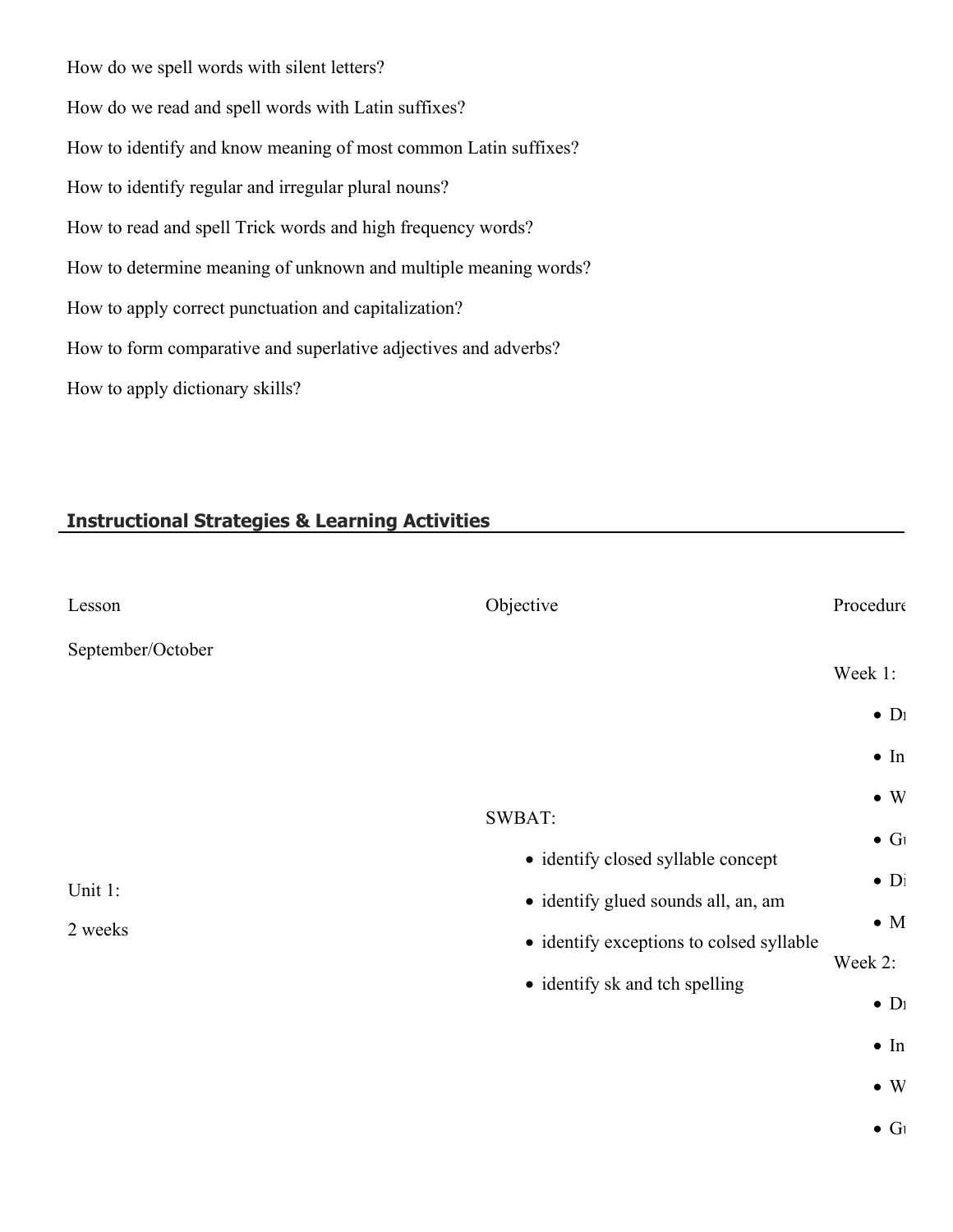How do we spell words with silent letters?

How do we read and spell words with Latin suffixes?

How to identify and know meaning of most common Latin suffixes?

How to identify regular and irregular plural nouns?

How to read and spell Trick words and high frequency words?

How to determine meaning of unknown and multiple meaning words?

How to apply correct punctuation and capitalization?

How to form comparative and superlative adjectives and adverbs?

How to apply dictionary skills?

## Instructional Strategies & Learning Activities

| Lesson | Objective | Procedure |
|---|---|---|
| September/October<br><br>Unit 1:<br>2 weeks | SWBAT:<br>• identify closed syllable concept<br>• identify glued sounds all, an, am<br>• identify exceptions to colsed syllable<br>• identify sk and tch spelling | Week 1:<br>• Dr<br>• In<br>• W<br>• Gu<br>• Di<br>• M<br>Week 2:<br>• Dr<br>• In<br>• W<br>• Gu |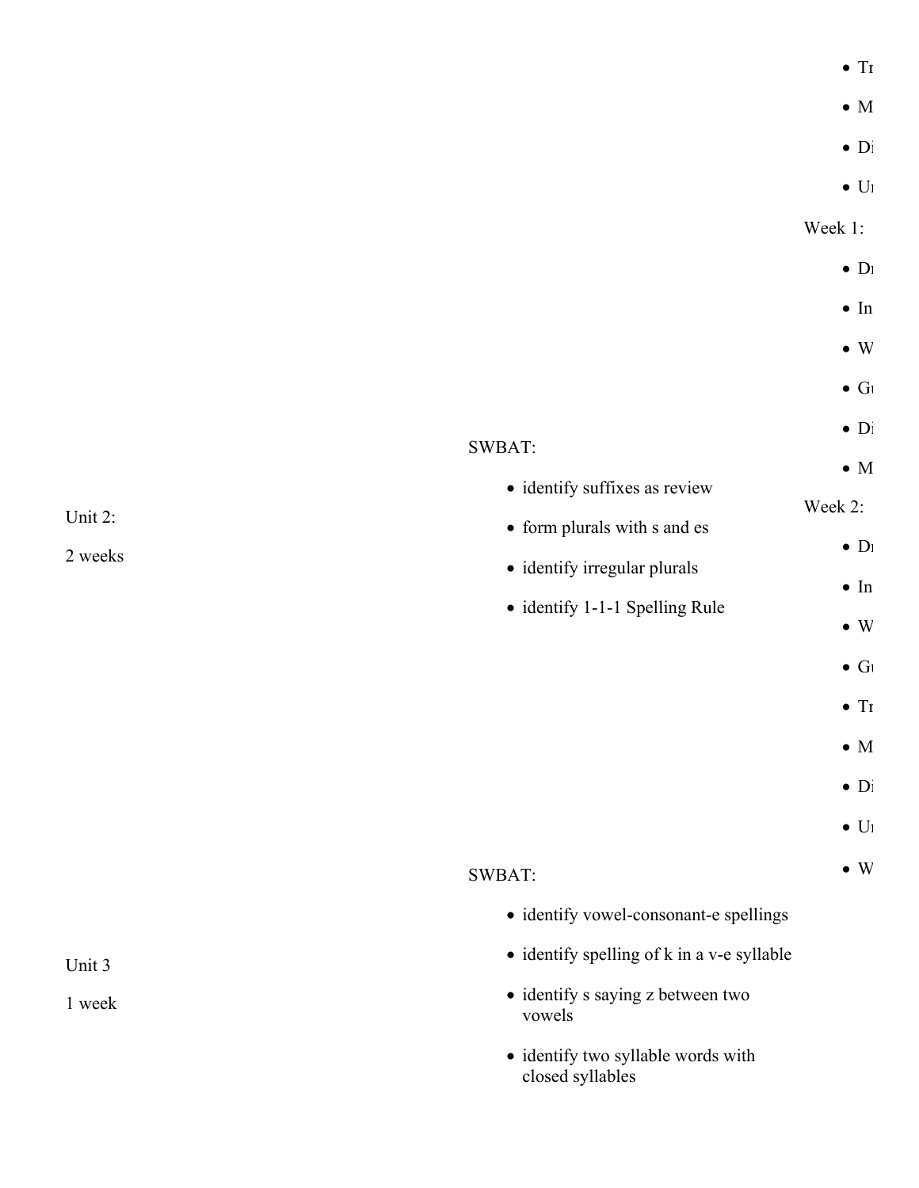- Tr
- M
- Di
- Ur

Week 1:

- Dr
- In
- W
- Gu
- Di
- M

| | | |
|---|---|---|
| Unit 2:<br><br>2 weeks | SWBAT:<br><br>- identify suffixes as review<br>- form plurals with s and es<br>- identify irregular plurals<br>- identify 1-1-1 Spelling Rule | Week 2:<br><br>- Dr<br>- In<br>- W<br>- Gu<br>- Tr<br>- M<br>- Di<br>- Ur<br>- W |
| Unit 3<br><br>1 week | SWBAT:<br><br>- identify vowel-consonant-e spellings<br>- identify spelling of k in a v-e syllable<br>- identify s saying z between two vowels<br>- identify two syllable words with closed syllables | |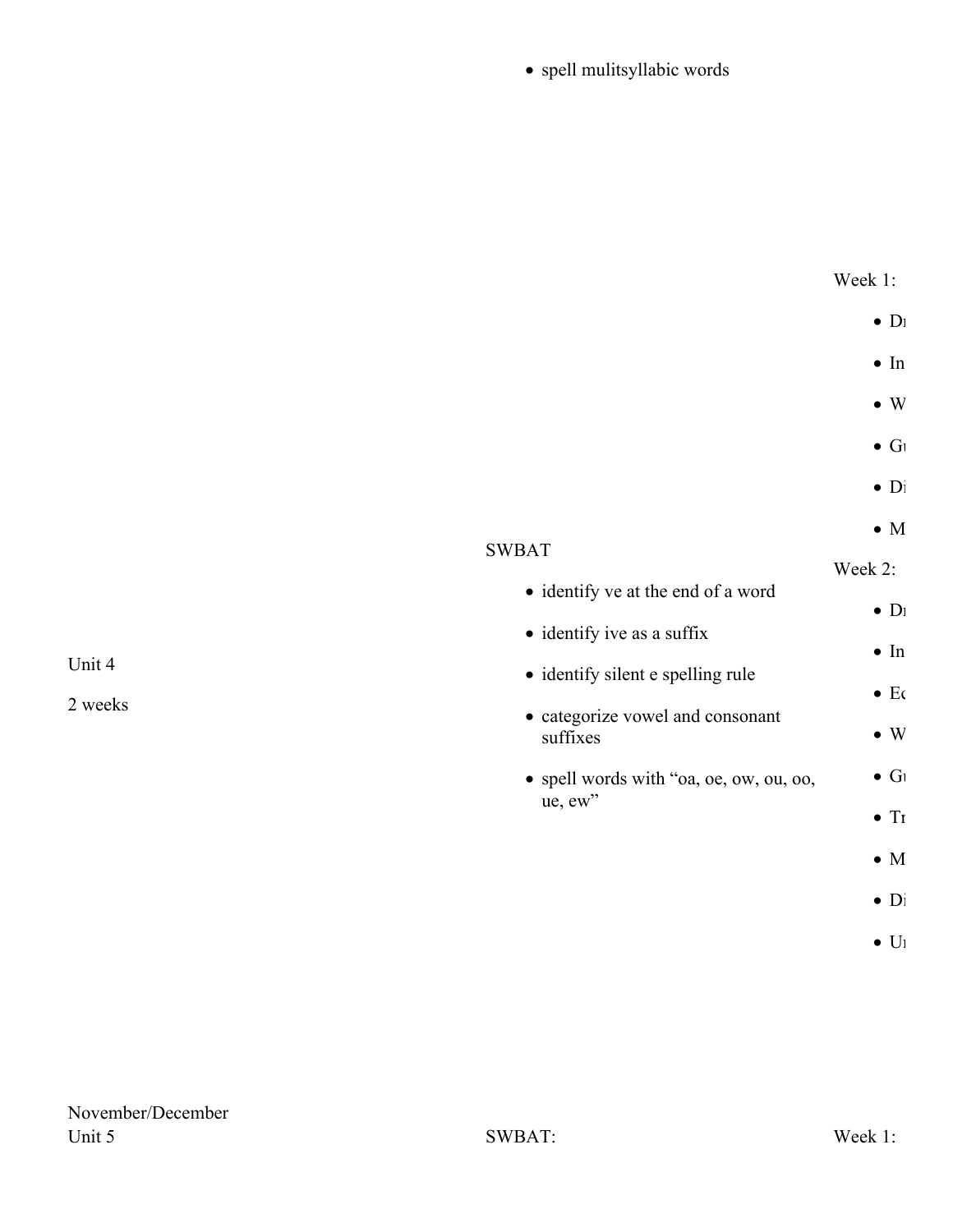| | | |
|---|---|---|
| | • spell mulitsyllabic words | |
| Unit 4<br><br>2 weeks | SWBAT<br><br>• identify ve at the end of a word<br>• identify ive as a suffix<br>• identify silent e spelling rule<br>• categorize vowel and consonant suffixes<br>• spell words with “oa, oe, ow, ou, oo, ue, ew” | Week 1:<br><br>• Dr<br>• In<br>• W<br>• Gu<br>• Di<br>• M<br><br>Week 2:<br><br>• Dr<br>• In<br>• Ec<br>• W<br>• Gu<br>• Tr<br>• M<br>• Di<br>• Ur |
| November/December<br>Unit 5 | SWBAT: | Week 1: |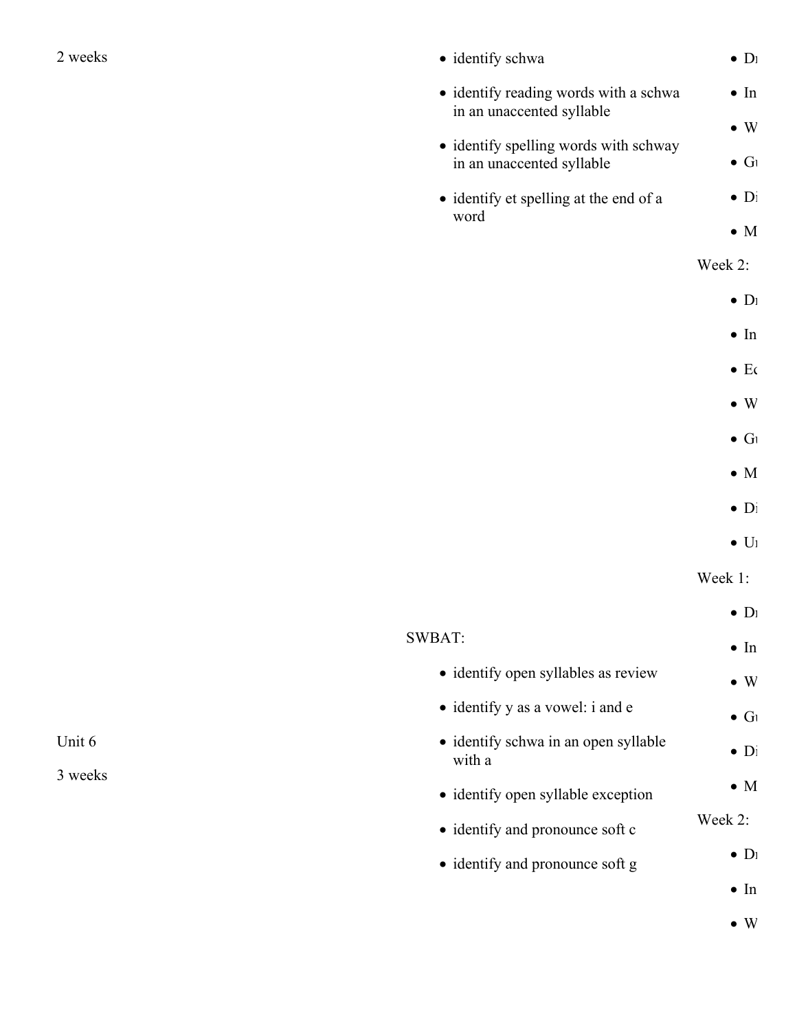| | | |
|---|---|---|
| 2 weeks | • identify schwa<br>• identify reading words with a schwa in an unaccented syllable<br>• identify spelling words with schway in an unaccented syllable<br>• identify et spelling at the end of a word | • Dr<br>• In<br>• W<br>• Gu<br>• Di<br>• M<br>Week 2:<br>• Dr<br>• In<br>• Ed<br>• W<br>• Gu<br>• M<br>• Di<br>• Un |
| Unit 6<br><br>3 weeks | SWBAT:<br>• identify open syllables as review<br>• identify y as a vowel: i and e<br>• identify schwa in an open syllable with a<br>• identify open syllable exception<br>• identify and pronounce soft c<br>• identify and pronounce soft g | Week 1:<br>• Dr<br>• In<br>• W<br>• Gu<br>• Di<br>• M<br>Week 2:<br>• Dr<br>• In<br>• W |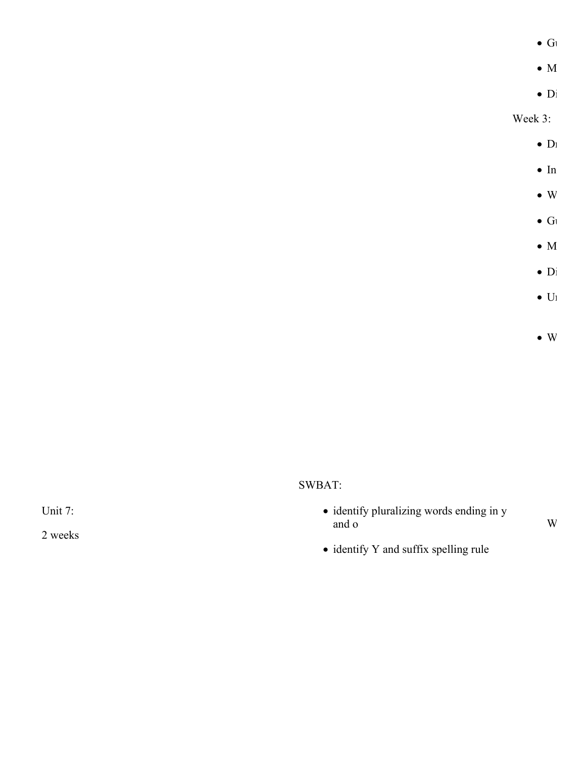- Gu
- M
- Di

Week 3:

- Dr
- In
- W
- Gu
- M
- Di
- Ur
- W

| | | |
|---|---|---|
| Unit 7:<br><br>2 weeks | SWBAT:<br><br>- identify pluralizing words ending in y and o<br>- identify Y and suffix spelling rule | W |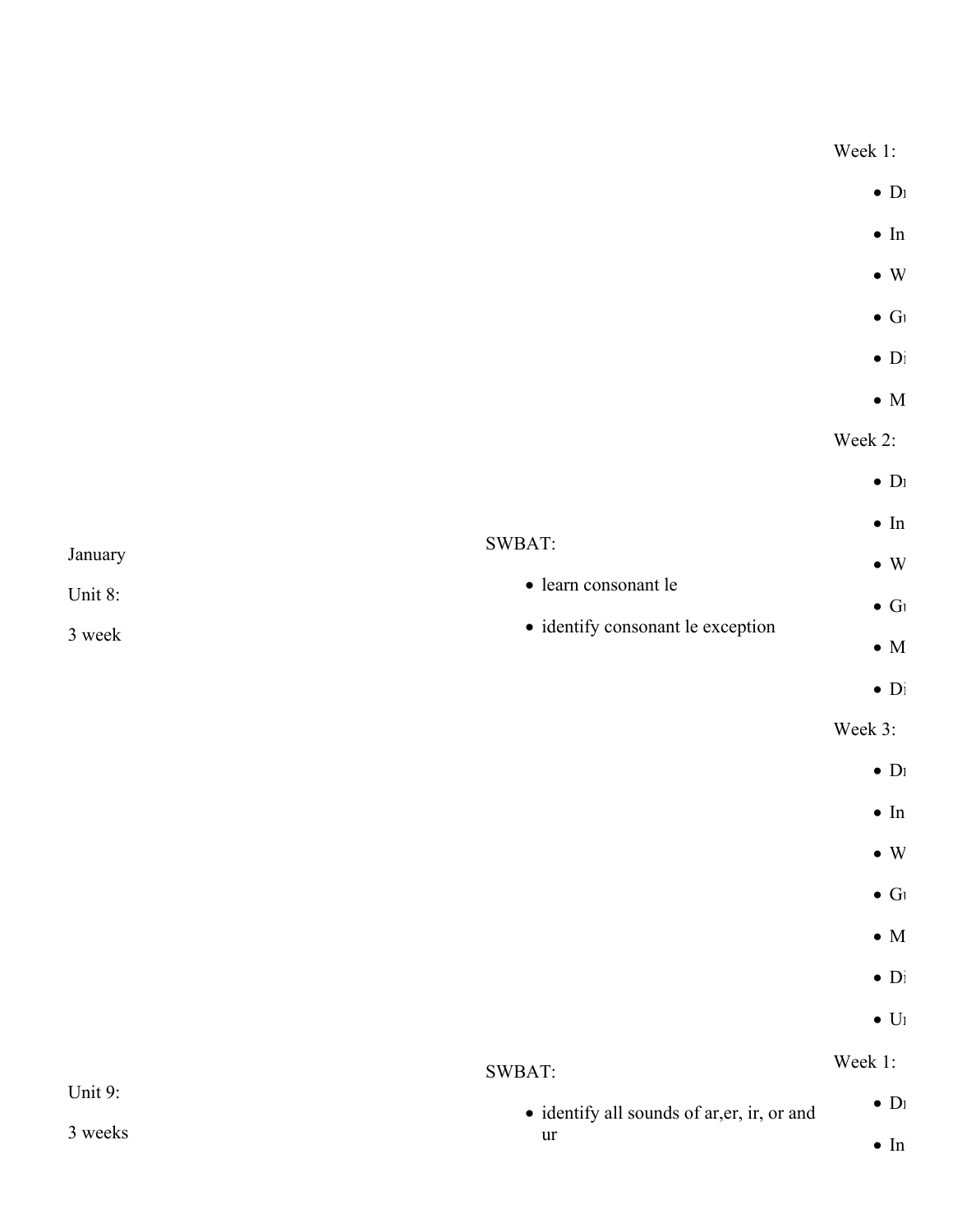| | | |
|---|---|---|
| January<br><br>Unit 8:<br><br>3 week | SWBAT:<br><br>• learn consonant le<br>• identify consonant le exception | Week 1:<br><br>• Dr<br>• In<br>• W<br>• Gu<br>• Di<br>• M<br><br>Week 2:<br><br>• Dr<br>• In<br>• W<br>• Gu<br>• M<br>• Di<br><br>Week 3:<br><br>• Dr<br>• In<br>• W<br>• Gu<br>• M<br>• Di<br>• Ur |
| Unit 9:<br><br>3 weeks | SWBAT:<br><br>• identify all sounds of ar,er, ir, or and ur | Week 1:<br><br>• Dr<br>• In |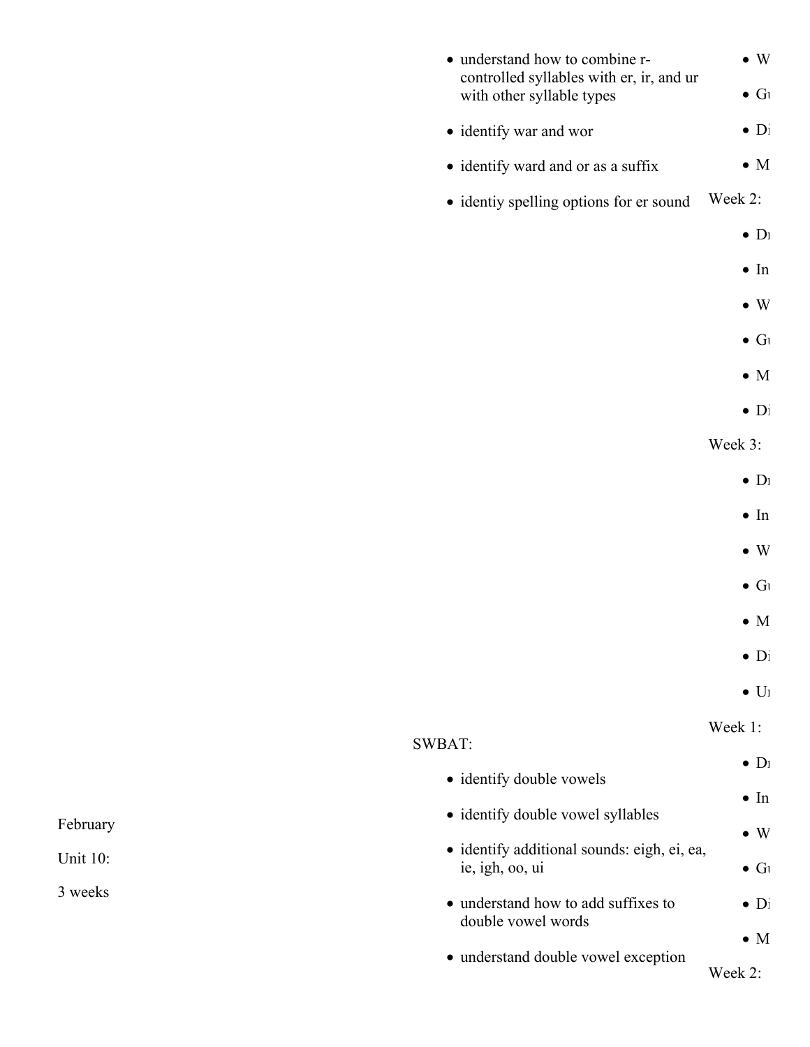- understand how to combine r-controlled syllables with er, ir, and ur with other syllable types
- identify war and wor
- identify ward and or as a suffix
- identiy spelling options for er sound

- W
- Gu
- Di
- M

Week 2:

- Dr
- In
- W
- Gu
- M
- Di

Week 3:

- Dr
- In
- W
- Gu
- M
- Di
- Un

February

Unit 10:

3 weeks

SWBAT:

- identify double vowels
- identify double vowel syllables
- identify additional sounds: eigh, ei, ea, ie, igh, oo, ui
- understand how to add suffixes to double vowel words
- understand double vowel exception

Week 1:

- Dr
- In
- W
- Gu
- Di
- M

Week 2: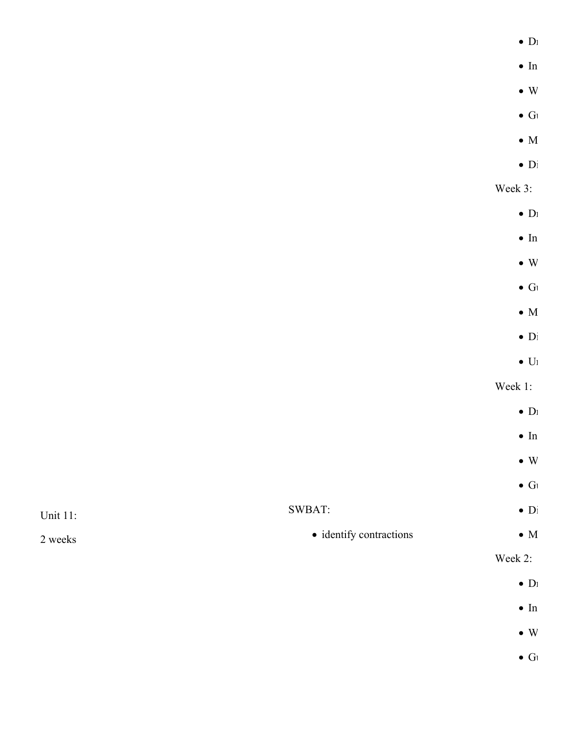- Dr
- In
- W
- Gu
- M
- Di

Week 3:

- Dr
- In
- W
- Gu
- M
- Di
- Ur

| | | |
|---|---|---|
| Unit 11:<br>2 weeks | SWBAT:<br>• identify contractions | Week 1:<br>• Dr<br>• In<br>• W<br>• Gu<br>• Di<br>• M<br>Week 2:<br>• Dr<br>• In<br>• W<br>• Gu |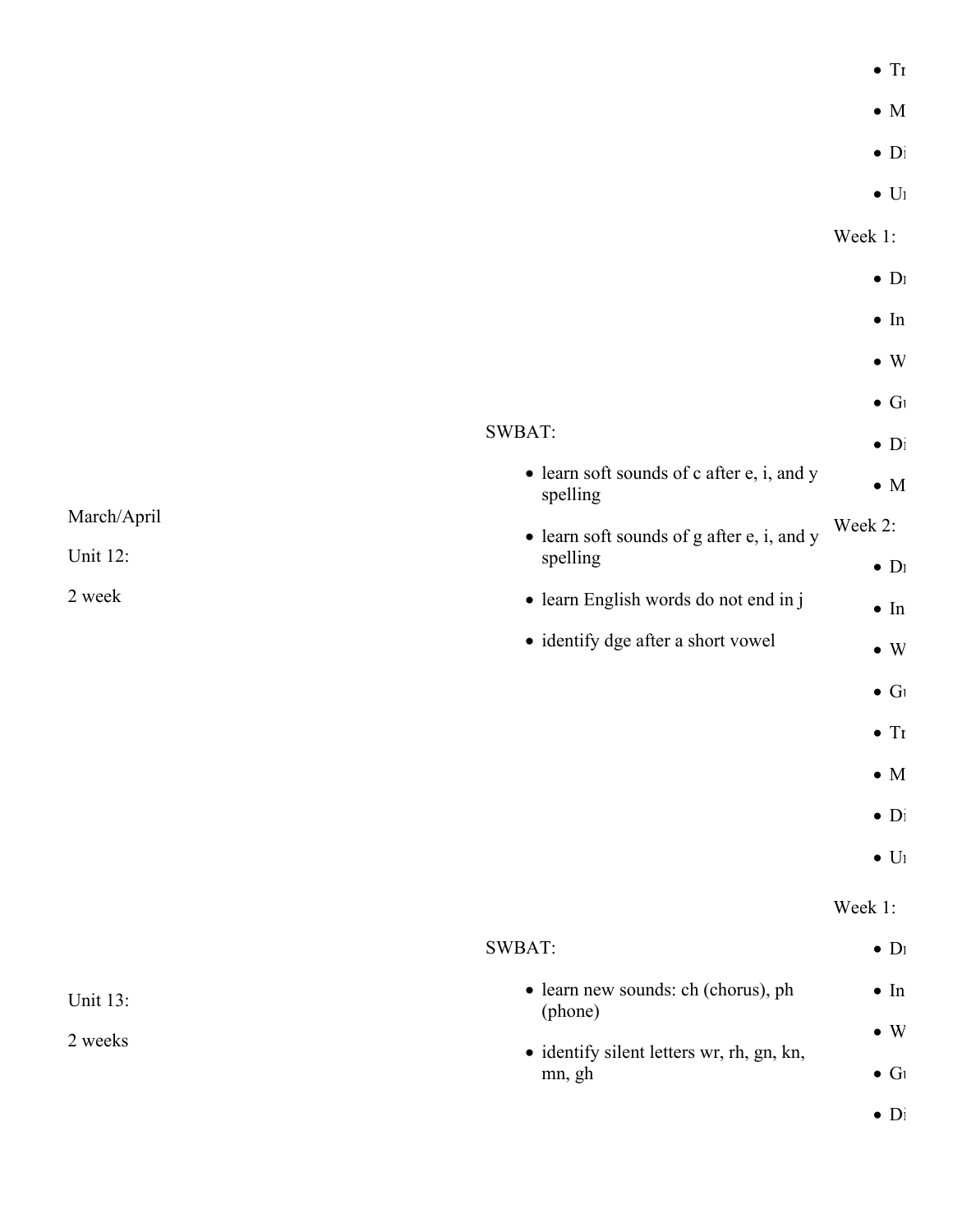| | | |
|---|---|---|
| | | • Tr<br>• M<br>• Di<br>• Ur |
| March/April<br><br>Unit 12:<br><br>2 week | SWBAT:<br><br>• learn soft sounds of c after e, i, and y spelling<br>• learn soft sounds of g after e, i, and y spelling<br>• learn English words do not end in j<br>• identify dge after a short vowel | Week 1:<br><br>• Dr<br>• In<br>• W<br>• Gu<br>• Di<br>• M<br><br>Week 2:<br><br>• Dr<br>• In<br>• W<br>• Gu<br>• Tr<br>• M<br>• Di<br>• Ur |
| Unit 13:<br><br>2 weeks | SWBAT:<br><br>• learn new sounds: ch (chorus), ph (phone)<br>• identify silent letters wr, rh, gn, kn, mn, gh | Week 1:<br><br>• Dr<br>• In<br>• W<br>• Gu<br>• Di |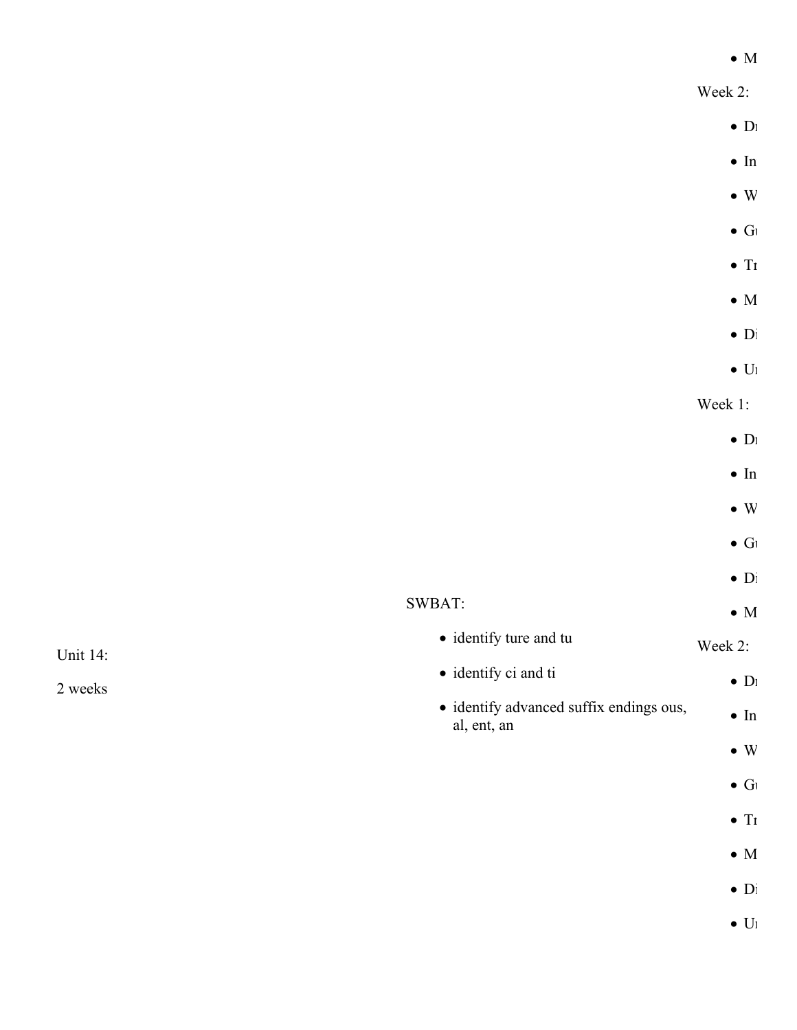- M

Week 2:

- Dr
- In
- W
- Gu
- Tr
- M
- Di
- Ur

| Unit | Objectives | Activities |
| --- | --- | --- |
| Unit 14:<br>2 weeks | SWBAT:<br>• identify ture and tu<br>• identify ci and ti<br>• identify advanced suffix endings ous, al, ent, an | Week 1:<br>• Dr<br>• In<br>• W<br>• Gu<br>• Di<br>• M<br>Week 2:<br>• Dr<br>• In<br>• W<br>• Gu<br>• Tr<br>• M<br>• Di<br>• Ur |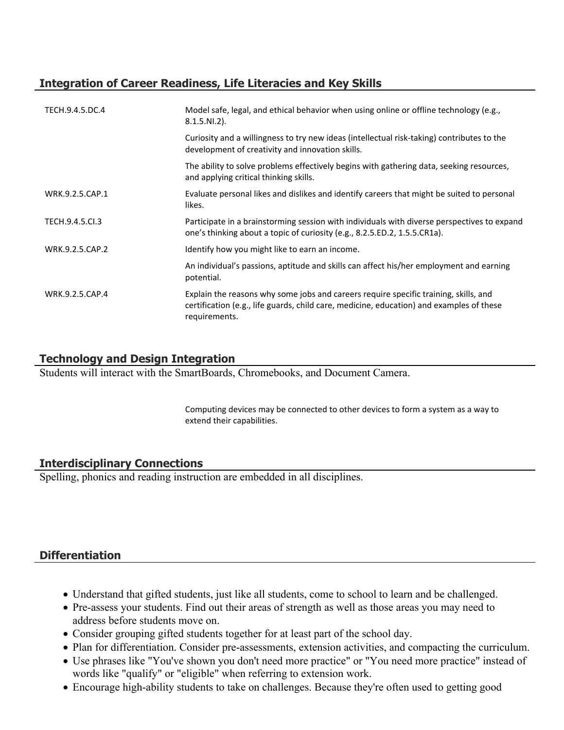## Integration of Career Readiness, Life Literacies and Key Skills

| | |
|---|---|
| TECH.9.4.5.DC.4 | Model safe, legal, and ethical behavior when using online or offline technology (e.g., 8.1.5.NI.2). |
| | Curiosity and a willingness to try new ideas (intellectual risk-taking) contributes to the development of creativity and innovation skills. |
| | The ability to solve problems effectively begins with gathering data, seeking resources, and applying critical thinking skills. |
| WRK.9.2.5.CAP.1 | Evaluate personal likes and dislikes and identify careers that might be suited to personal likes. |
| TECH.9.4.5.CI.3 | Participate in a brainstorming session with individuals with diverse perspectives to expand one's thinking about a topic of curiosity (e.g., 8.2.5.ED.2, 1.5.5.CR1a). |
| WRK.9.2.5.CAP.2 | Identify how you might like to earn an income. |
| | An individual's passions, aptitude and skills can affect his/her employment and earning potential. |
| WRK.9.2.5.CAP.4 | Explain the reasons why some jobs and careers require specific training, skills, and certification (e.g., life guards, child care, medicine, education) and examples of these requirements. |

## Technology and Design Integration

Students will interact with the SmartBoards, Chromebooks, and Document Camera.

| | |
|---|---|
| | Computing devices may be connected to other devices to form a system as a way to extend their capabilities. |

## Interdisciplinary Connections

Spelling, phonics and reading instruction are embedded in all disciplines.

## Differentiation

- Understand that gifted students, just like all students, come to school to learn and be challenged.
- Pre-assess your students. Find out their areas of strength as well as those areas you may need to address before students move on.
- Consider grouping gifted students together for at least part of the school day.
- Plan for differentiation. Consider pre-assessments, extension activities, and compacting the curriculum.
- Use phrases like "You've shown you don't need more practice" or "You need more practice" instead of words like "qualify" or "eligible" when referring to extension work.
- Encourage high-ability students to take on challenges. Because they're often used to getting good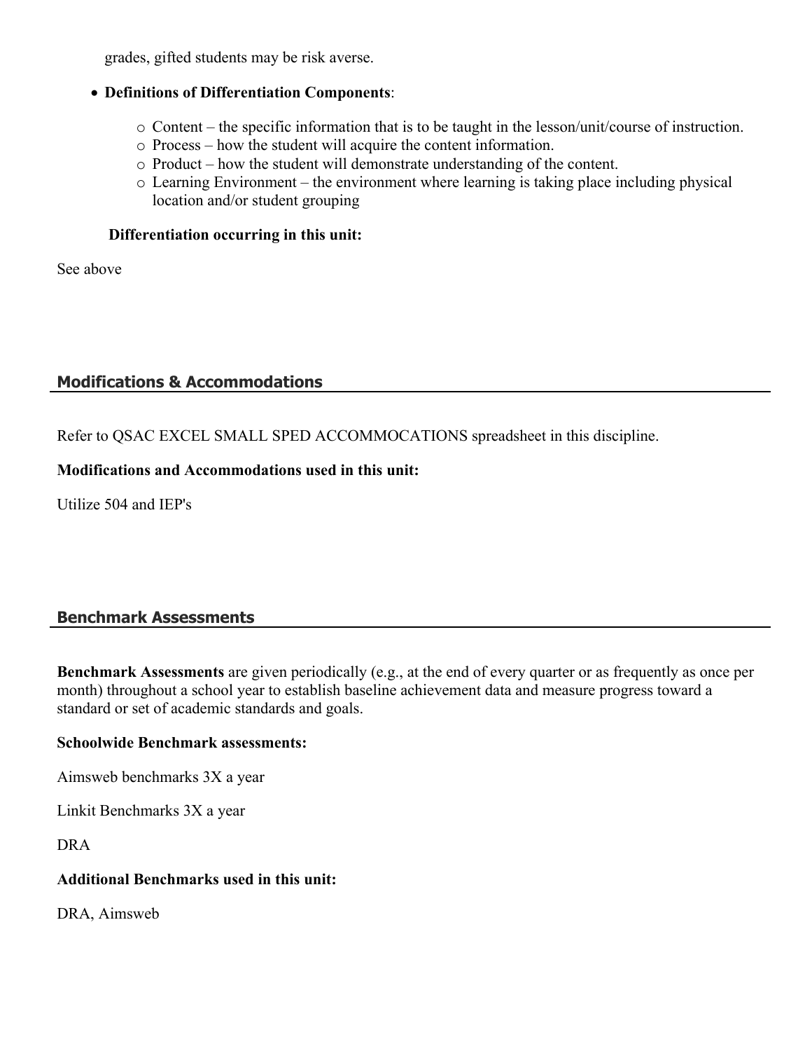grades, gifted students may be risk averse.

- **Definitions of Differentiation Components**:
  - Content – the specific information that is to be taught in the lesson/unit/course of instruction.
  - Process – how the student will acquire the content information.
  - Product – how the student will demonstrate understanding of the content.
  - Learning Environment – the environment where learning is taking place including physical location and/or student grouping

**Differentiation occurring in this unit:**

See above

## Modifications & Accommodations

Refer to QSAC EXCEL SMALL SPED ACCOMMOCATIONS spreadsheet in this discipline.

**Modifications and Accommodations used in this unit:**

Utilize 504 and IEP's

## Benchmark Assessments

**Benchmark Assessments** are given periodically (e.g., at the end of every quarter or as frequently as once per month) throughout a school year to establish baseline achievement data and measure progress toward a standard or set of academic standards and goals.

**Schoolwide Benchmark assessments:**

Aimsweb benchmarks 3X a year

Linkit Benchmarks 3X a year

DRA

**Additional Benchmarks used in this unit:**

DRA, Aimsweb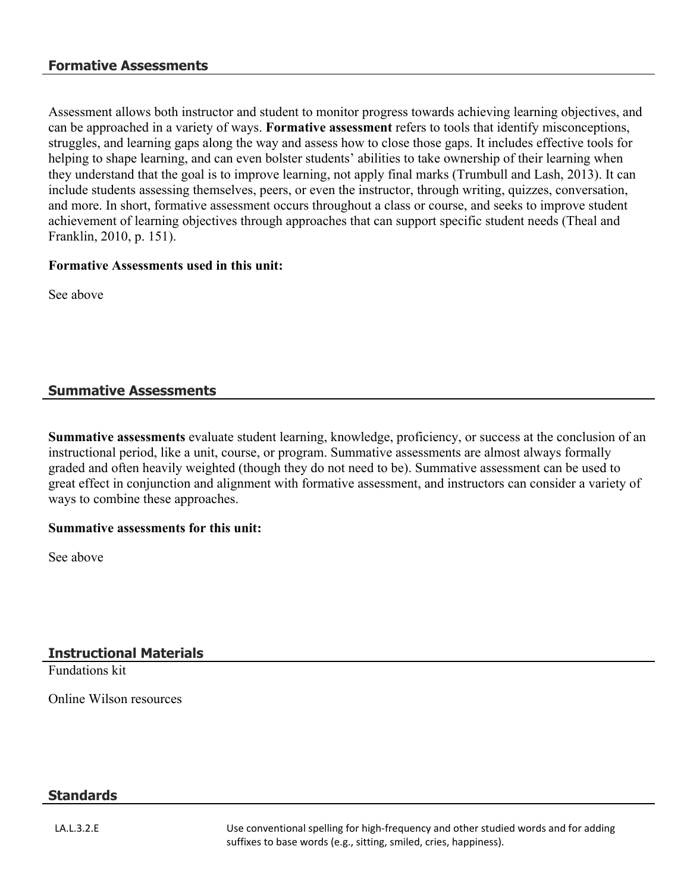## Formative Assessments

Assessment allows both instructor and student to monitor progress towards achieving learning objectives, and can be approached in a variety of ways. **Formative assessment** refers to tools that identify misconceptions, struggles, and learning gaps along the way and assess how to close those gaps. It includes effective tools for helping to shape learning, and can even bolster students' abilities to take ownership of their learning when they understand that the goal is to improve learning, not apply final marks (Trumbull and Lash, 2013). It can include students assessing themselves, peers, or even the instructor, through writing, quizzes, conversation, and more. In short, formative assessment occurs throughout a class or course, and seeks to improve student achievement of learning objectives through approaches that can support specific student needs (Theal and Franklin, 2010, p. 151).

**Formative Assessments used in this unit:**

See above

## Summative Assessments

**Summative assessments** evaluate student learning, knowledge, proficiency, or success at the conclusion of an instructional period, like a unit, course, or program. Summative assessments are almost always formally graded and often heavily weighted (though they do not need to be). Summative assessment can be used to great effect in conjunction and alignment with formative assessment, and instructors can consider a variety of ways to combine these approaches.

**Summative assessments for this unit:**

See above

## Instructional Materials

Fundations kit

Online Wilson resources

## Standards

| | |
|---|---|
| LA.L.3.2.E | Use conventional spelling for high-frequency and other studied words and for adding suffixes to base words (e.g., sitting, smiled, cries, happiness). |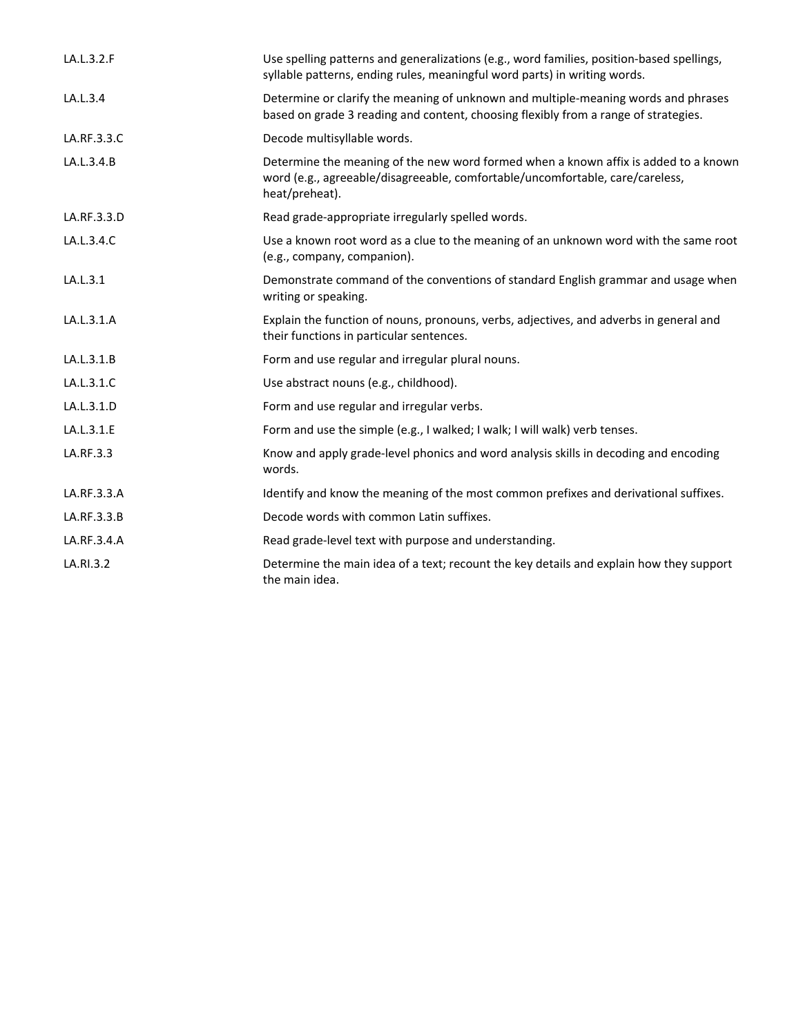| | |
|---|---|
| LA.L.3.2.F | Use spelling patterns and generalizations (e.g., word families, position-based spellings, syllable patterns, ending rules, meaningful word parts) in writing words. |
| LA.L.3.4 | Determine or clarify the meaning of unknown and multiple-meaning words and phrases based on grade 3 reading and content, choosing flexibly from a range of strategies. |
| LA.RF.3.3.C | Decode multisyllable words. |
| LA.L.3.4.B | Determine the meaning of the new word formed when a known affix is added to a known word (e.g., agreeable/disagreeable, comfortable/uncomfortable, care/careless, heat/preheat). |
| LA.RF.3.3.D | Read grade-appropriate irregularly spelled words. |
| LA.L.3.4.C | Use a known root word as a clue to the meaning of an unknown word with the same root (e.g., company, companion). |
| LA.L.3.1 | Demonstrate command of the conventions of standard English grammar and usage when writing or speaking. |
| LA.L.3.1.A | Explain the function of nouns, pronouns, verbs, adjectives, and adverbs in general and their functions in particular sentences. |
| LA.L.3.1.B | Form and use regular and irregular plural nouns. |
| LA.L.3.1.C | Use abstract nouns (e.g., childhood). |
| LA.L.3.1.D | Form and use regular and irregular verbs. |
| LA.L.3.1.E | Form and use the simple (e.g., I walked; I walk; I will walk) verb tenses. |
| LA.RF.3.3 | Know and apply grade-level phonics and word analysis skills in decoding and encoding words. |
| LA.RF.3.3.A | Identify and know the meaning of the most common prefixes and derivational suffixes. |
| LA.RF.3.3.B | Decode words with common Latin suffixes. |
| LA.RF.3.4.A | Read grade-level text with purpose and understanding. |
| LA.RI.3.2 | Determine the main idea of a text; recount the key details and explain how they support the main idea. |